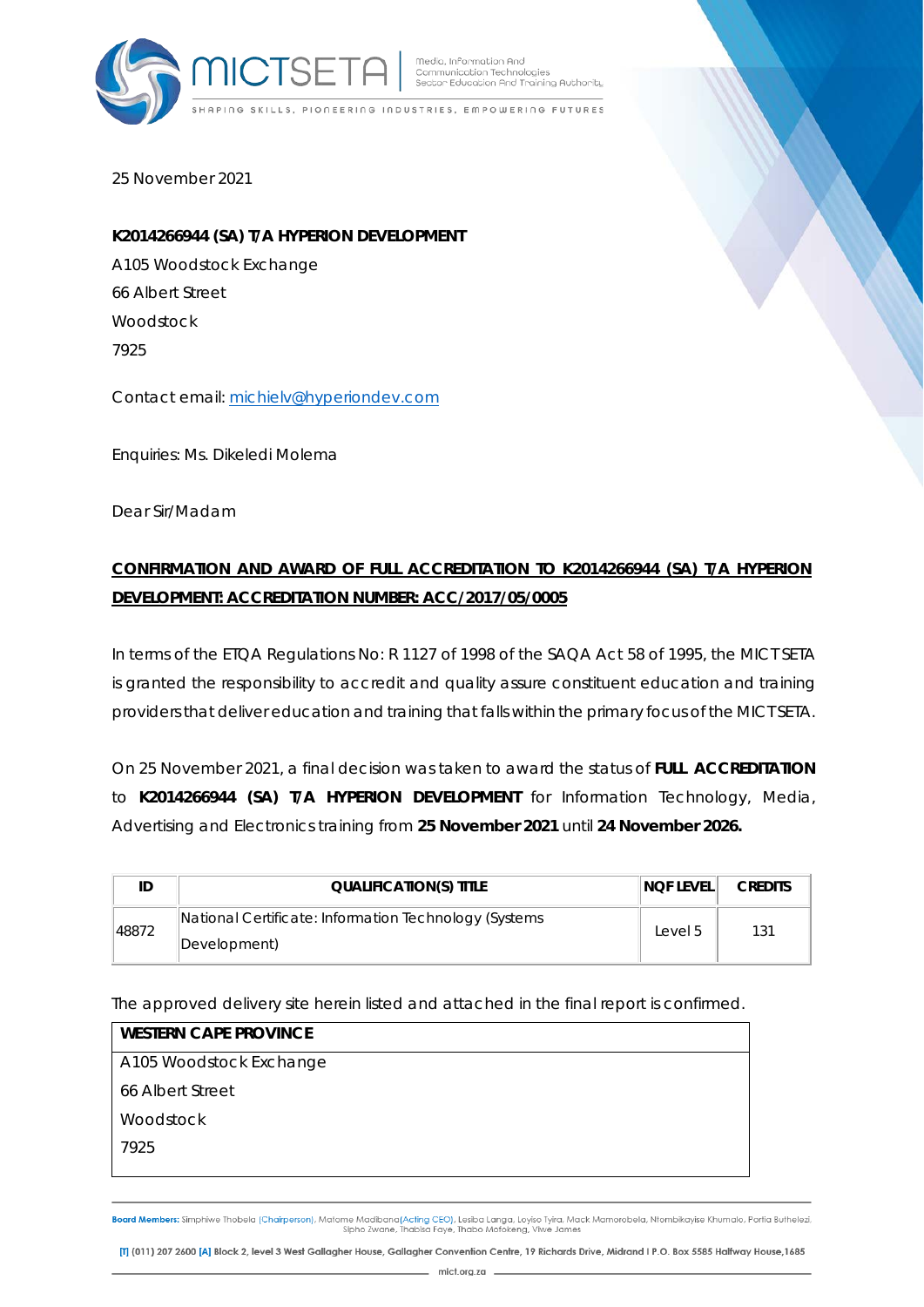MICTSETA

Media, Information And Communication Technologies Sector Education And Training Authority

SHAPING SKILLS, PIONEERING INDUSTRIES, EMPOWERING FUTURES

25 November 2021

**K2014266944 (SA) T/A HYPERION DEVELOPMENT**

A105 Woodstock Exchange
66 Albert Street
Woodstock
7925

Contact email: michielv@hyperiondev.com

Enquiries: Ms. Dikeledi Molema

Dear Sir/Madam

**CONFIRMATION AND AWARD OF FULL ACCREDITATION TO K2014266944 (SA) T/A HYPERION DEVELOPMENT: ACCREDITATION NUMBER: ACC/2017/05/0005**

In terms of the ETQA Regulations No: R 1127 of 1998 of the SAQA Act 58 of 1995, the MICT SETA is granted the responsibility to accredit and quality assure constituent education and training providers that deliver education and training that falls within the primary focus of the MICT SETA.

On 25 November 2021, a final decision was taken to award the status of **FULL ACCREDITATION** to **K2014266944 (SA) T/A HYPERION DEVELOPMENT** for Information Technology, Media, Advertising and Electronics training from **25 November 2021** until **24 November 2026.**

| ID | QUALIFICATION(S) TITLE | NQF LEVEL | CREDITS |
|---|---|---|---|
| 48872 | National Certificate: Information Technology (Systems Development) | Level 5 | 131 |

The approved delivery site herein listed and attached in the final report is confirmed.

| WESTERN CAPE PROVINCE |
|---|
| A105 Woodstock Exchange<br>66 Albert Street<br>Woodstock<br>7925 |

**Board Members:** Simphiwe Thobela (Chairperson), Matome Madibana(Acting CEO), Lesiba Langa, Loyiso Tyira, Mack Mamorobela, Ntombikayise Khumalo, Portia Buthelezi, Sipho Zwane, Thabisa Faye, Thabo Mofokeng, Vuwe James

[T] (011) 207 2600 [A] Block 2, level 3 West Gallagher House, Gallagher Convention Centre, 19 Richards Drive, Midrand I P.O. Box 5585 Halfway House,1685

mict.org.za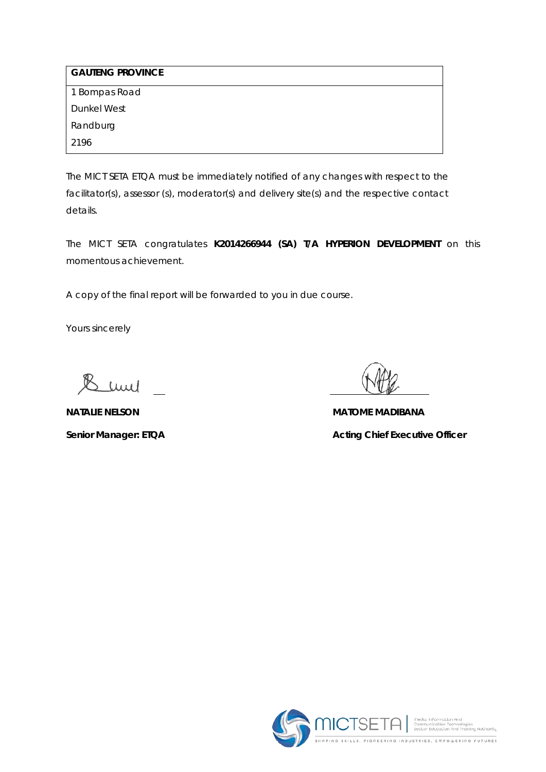| GAUTENG PROVINCE |
| --- |
| 1 Bompas Road<br>Dunkel West<br>Randburg<br>2196 |

The MICT SETA ETQA must be immediately notified of any changes with respect to the facilitator(s), assessor (s), moderator(s) and delivery site(s) and the respective contact details.

The MICT SETA congratulates **K2014266944 (SA) T/A HYPERION DEVELOPMENT** on this momentous achievement.

A copy of the final report will be forwarded to you in due course.

Yours sincerely

**NATALIE NELSON**

**Senior Manager: ETQA**

**MATOME MADIBANA**

**Acting Chief Executive Officer**